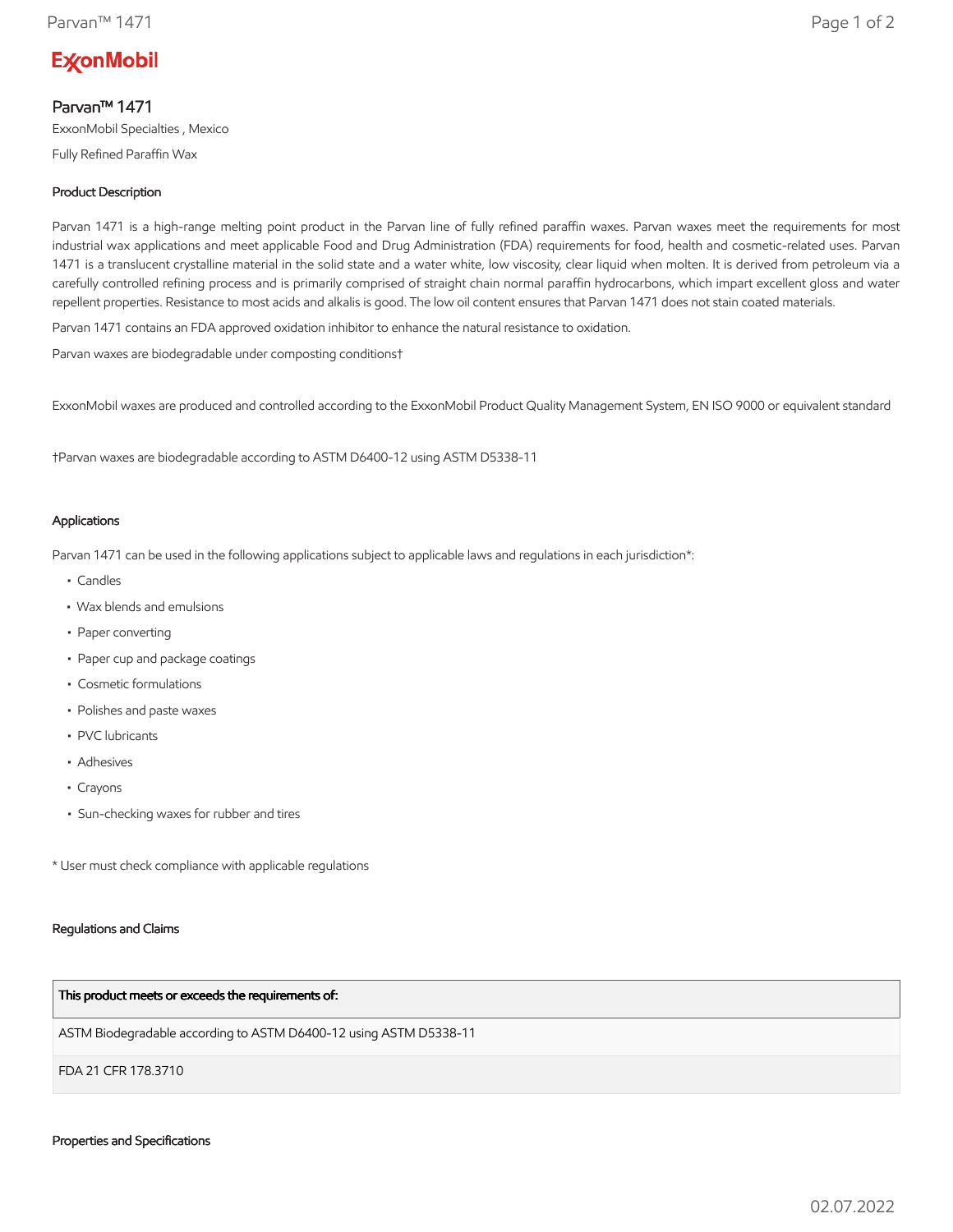ExxonMobil

# Parvan™ 1471

ExxonMobil Specialties , Mexico

Fully Refined Paraffin Wax

### Product Description

Parvan 1471 is a high-range melting point product in the Parvan line of fully refined paraffin waxes. Parvan waxes meet the requirements for most industrial wax applications and meet applicable Food and Drug Administration (FDA) requirements for food, health and cosmetic-related uses. Parvan 1471 is a translucent crystalline material in the solid state and a water white, low viscosity, clear liquid when molten. It is derived from petroleum via a carefully controlled refining process and is primarily comprised of straight chain normal paraffin hydrocarbons, which impart excellent gloss and water repellent properties. Resistance to most acids and alkalis is good. The low oil content ensures that Parvan 1471 does not stain coated materials.

Parvan 1471 contains an FDA approved oxidation inhibitor to enhance the natural resistance to oxidation.

Parvan waxes are biodegradable under composting conditions†

ExxonMobil waxes are produced and controlled according to the ExxonMobil Product Quality Management System, EN ISO 9000 or equivalent standard

†Parvan waxes are biodegradable according to ASTM D6400-12 using ASTM D5338-11

### Applications

Parvan 1471 can be used in the following applications subject to applicable laws and regulations in each jurisdiction*:

- Candles
- Wax blends and emulsions
- Paper converting
- Paper cup and package coatings
- Cosmetic formulations
- Polishes and paste waxes
- PVC lubricants
- Adhesives
- Crayons
- Sun-checking waxes for rubber and tires

* User must check compliance with applicable regulations

### Regulations and Claims

| This product meets or exceeds the requirements of: |
| --- |
| ASTM Biodegradable according to ASTM D6400-12 using ASTM D5338-11 |
| FDA 21 CFR 178.3710 |

### Properties and Specifications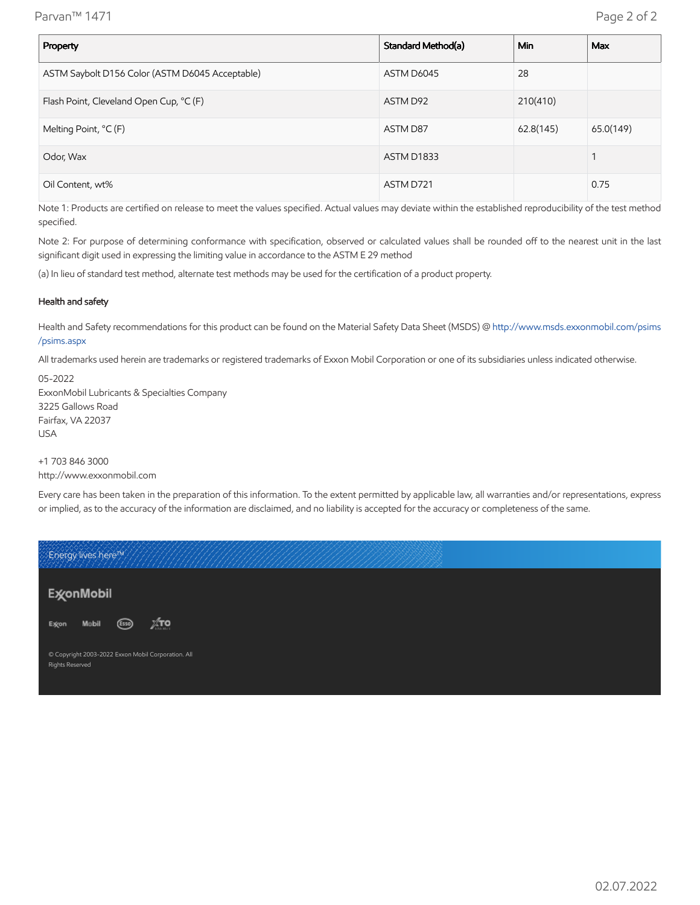| Property | Standard Method(a) | Min | Max |
|---|---|---|---|
| ASTM Saybolt D156 Color (ASTM D6045 Acceptable) | ASTM D6045 | 28 | |
| Flash Point, Cleveland Open Cup, °C (F) | ASTM D92 | 210(410) | |
| Melting Point, °C (F) | ASTM D87 | 62.8(145) | 65.0(149) |
| Odor, Wax | ASTM D1833 | | 1 |
| Oil Content, wt% | ASTM D721 | | 0.75 |

Note 1: Products are certified on release to meet the values specified. Actual values may deviate within the established reproducibility of the test method specified.

Note 2: For purpose of determining conformance with specification, observed or calculated values shall be rounded off to the nearest unit in the last significant digit used in expressing the limiting value in accordance to the ASTM E 29 method

(a) In lieu of standard test method, alternate test methods may be used for the certification of a product property.

### Health and safety

Health and Safety recommendations for this product can be found on the Material Safety Data Sheet (MSDS) @ http://www.msds.exxonmobil.com/psims/psims.aspx

All trademarks used herein are trademarks or registered trademarks of Exxon Mobil Corporation or one of its subsidiaries unless indicated otherwise.

05-2022
ExxonMobil Lubricants & Specialties Company
3225 Gallows Road
Fairfax, VA 22037
USA

+1 703 846 3000
http://www.exxonmobil.com

Every care has been taken in the preparation of this information. To the extent permitted by applicable law, all warranties and/or representations, express or implied, as to the accuracy of the information are disclaimed, and no liability is accepted for the accuracy or completeness of the same.

Energy lives here™

ExxonMobil

Exxon Mobil Esso XTO

© Copyright 2003-2022 Exxon Mobil Corporation. All Rights Reserved